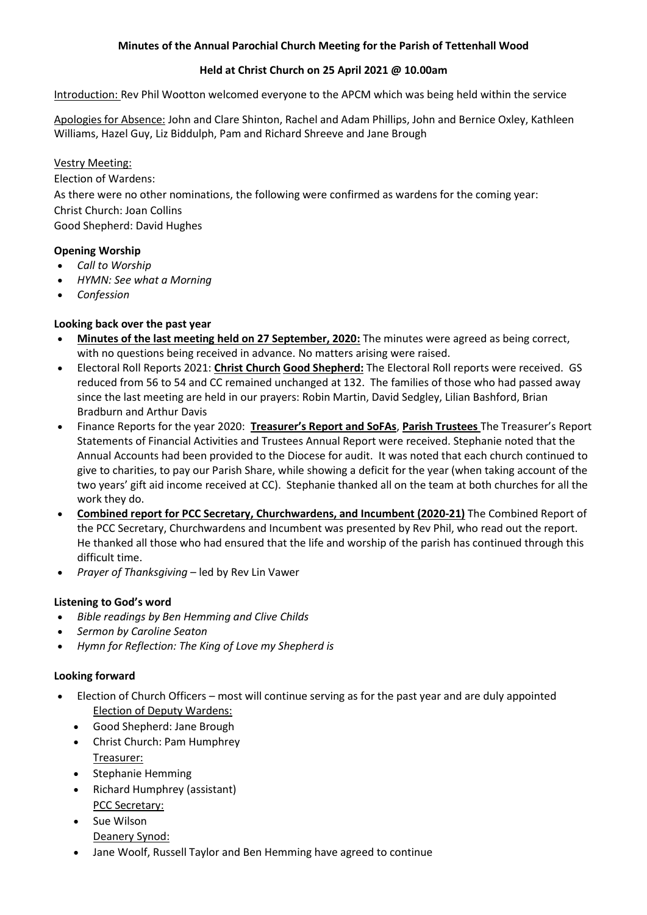**Minutes of the Annual Parochial Church Meeting for the Parish of Tettenhall Wood**

**Held at Christ Church on 25 April 2021 @ 10.00am**

Introduction: Rev Phil Wootton welcomed everyone to the APCM which was being held within the service

Apologies for Absence: John and Clare Shinton, Rachel and Adam Phillips, John and Bernice Oxley, Kathleen Williams, Hazel Guy, Liz Biddulph, Pam and Richard Shreeve and Jane Brough

Vestry Meeting:

Election of Wardens:

As there were no other nominations, the following were confirmed as wardens for the coming year:

Christ Church: Joan Collins

Good Shepherd: David Hughes

**Opening Worship**

- *Call to Worship*
- *HYMN: See what a Morning*
- *Confession*

**Looking back over the past year**

- **Minutes of the last meeting held on 27 September, 2020:** The minutes were agreed as being correct, with no questions being received in advance. No matters arising were raised.
- Electoral Roll Reports 2021: **Christ Church Good Shepherd:** The Electoral Roll reports were received. GS reduced from 56 to 54 and CC remained unchanged at 132. The families of those who had passed away since the last meeting are held in our prayers: Robin Martin, David Sedgley, Lilian Bashford, Brian Bradburn and Arthur Davis
- Finance Reports for the year 2020: **Treasurer's Report and SoFAs**, **Parish Trustees** The Treasurer's Report Statements of Financial Activities and Trustees Annual Report were received. Stephanie noted that the Annual Accounts had been provided to the Diocese for audit. It was noted that each church continued to give to charities, to pay our Parish Share, while showing a deficit for the year (when taking account of the two years' gift aid income received at CC). Stephanie thanked all on the team at both churches for all the work they do.
- **Combined report for PCC Secretary, Churchwardens, and Incumbent (2020-21)** The Combined Report of the PCC Secretary, Churchwardens and Incumbent was presented by Rev Phil, who read out the report. He thanked all those who had ensured that the life and worship of the parish has continued through this difficult time.
- *Prayer of Thanksgiving* – led by Rev Lin Vawer

**Listening to God's word**

- *Bible readings by Ben Hemming and Clive Childs*
- *Sermon by Caroline Seaton*
- *Hymn for Reflection: The King of Love my Shepherd is*

**Looking forward**

- Election of Church Officers – most will continue serving as for the past year and are duly appointed

  Election of Deputy Wardens:
  - Good Shepherd: Jane Brough
  - Christ Church: Pam Humphrey

  Treasurer:
  - Stephanie Hemming
  - Richard Humphrey (assistant)

  PCC Secretary:
  - Sue Wilson

  Deanery Synod:
  - Jane Woolf, Russell Taylor and Ben Hemming have agreed to continue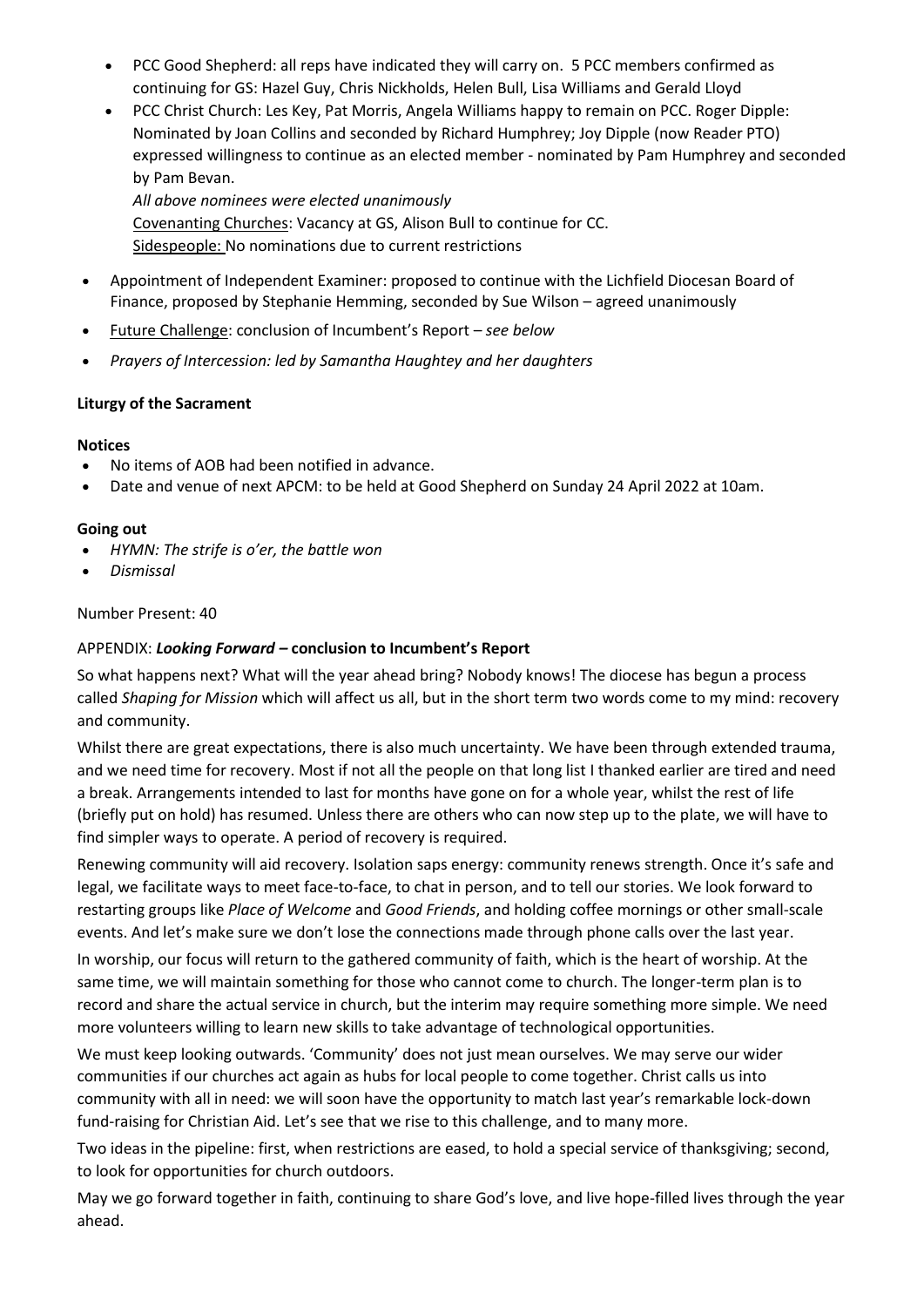- PCC Good Shepherd: all reps have indicated they will carry on. 5 PCC members confirmed as continuing for GS: Hazel Guy, Chris Nickholds, Helen Bull, Lisa Williams and Gerald Lloyd
- PCC Christ Church: Les Key, Pat Morris, Angela Williams happy to remain on PCC. Roger Dipple: Nominated by Joan Collins and seconded by Richard Humphrey; Joy Dipple (now Reader PTO) expressed willingness to continue as an elected member - nominated by Pam Humphrey and seconded by Pam Bevan.

  *All above nominees were elected unanimously*

  Covenanting Churches: Vacancy at GS, Alison Bull to continue for CC.

  Sidespeople: No nominations due to current restrictions

- Appointment of Independent Examiner: proposed to continue with the Lichfield Diocesan Board of Finance, proposed by Stephanie Hemming, seconded by Sue Wilson – agreed unanimously
- Future Challenge: conclusion of Incumbent's Report – *see below*
- *Prayers of Intercession: led by Samantha Haughtey and her daughters*

**Liturgy of the Sacrament**

**Notices**

- No items of AOB had been notified in advance.
- Date and venue of next APCM: to be held at Good Shepherd on Sunday 24 April 2022 at 10am.

**Going out**

- *HYMN: The strife is o'er, the battle won*
- *Dismissal*

Number Present: 40

APPENDIX: ***Looking Forward*** **– conclusion to Incumbent's Report**

So what happens next? What will the year ahead bring? Nobody knows! The diocese has begun a process called *Shaping for Mission* which will affect us all, but in the short term two words come to my mind: recovery and community.

Whilst there are great expectations, there is also much uncertainty. We have been through extended trauma, and we need time for recovery. Most if not all the people on that long list I thanked earlier are tired and need a break. Arrangements intended to last for months have gone on for a whole year, whilst the rest of life (briefly put on hold) has resumed. Unless there are others who can now step up to the plate, we will have to find simpler ways to operate. A period of recovery is required.

Renewing community will aid recovery. Isolation saps energy: community renews strength. Once it's safe and legal, we facilitate ways to meet face-to-face, to chat in person, and to tell our stories. We look forward to restarting groups like *Place of Welcome* and *Good Friends*, and holding coffee mornings or other small-scale events. And let's make sure we don't lose the connections made through phone calls over the last year.

In worship, our focus will return to the gathered community of faith, which is the heart of worship. At the same time, we will maintain something for those who cannot come to church. The longer-term plan is to record and share the actual service in church, but the interim may require something more simple. We need more volunteers willing to learn new skills to take advantage of technological opportunities.

We must keep looking outwards. 'Community' does not just mean ourselves. We may serve our wider communities if our churches act again as hubs for local people to come together. Christ calls us into community with all in need: we will soon have the opportunity to match last year's remarkable lock-down fund-raising for Christian Aid. Let's see that we rise to this challenge, and to many more.

Two ideas in the pipeline: first, when restrictions are eased, to hold a special service of thanksgiving; second, to look for opportunities for church outdoors.

May we go forward together in faith, continuing to share God's love, and live hope-filled lives through the year ahead.